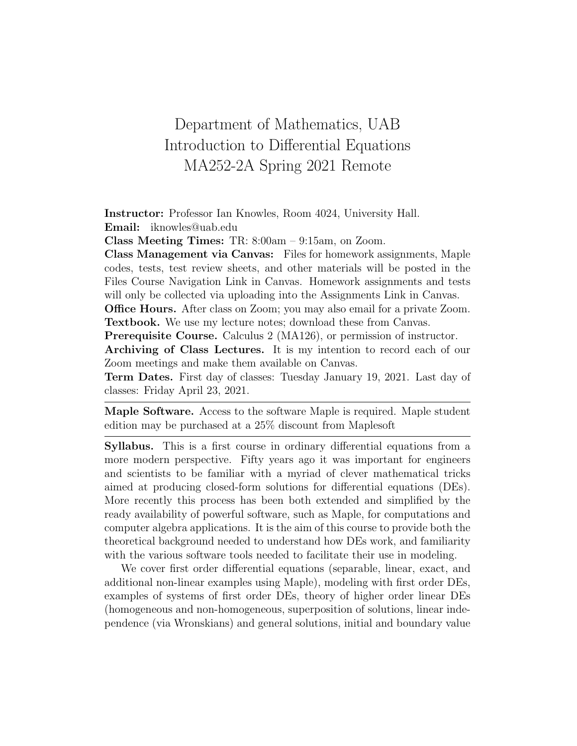# Department of Mathematics, UAB
# Introduction to Differential Equations
# MA252-2A Spring 2021 Remote

**Instructor:** Professor Ian Knowles, Room 4024, University Hall.
**Email:** iknowles@uab.edu
**Class Meeting Times:** TR: 8:00am – 9:15am, on Zoom.
**Class Management via Canvas:** Files for homework assignments, Maple codes, tests, test review sheets, and other materials will be posted in the Files Course Navigation Link in Canvas. Homework assignments and tests will only be collected via uploading into the Assignments Link in Canvas.
**Office Hours.** After class on Zoom; you may also email for a private Zoom.
**Textbook.** We use my lecture notes; download these from Canvas.
**Prerequisite Course.** Calculus 2 (MA126), or permission of instructor.
**Archiving of Class Lectures.** It is my intention to record each of our Zoom meetings and make them available on Canvas.
**Term Dates.** First day of classes: Tuesday January 19, 2021. Last day of classes: Friday April 23, 2021.

---

**Maple Software.** Access to the software Maple is required. Maple student edition may be purchased at a 25% discount from Maplesoft

---

**Syllabus.** This is a first course in ordinary differential equations from a more modern perspective. Fifty years ago it was important for engineers and scientists to be familiar with a myriad of clever mathematical tricks aimed at producing closed-form solutions for differential equations (DEs). More recently this process has been both extended and simplified by the ready availability of powerful software, such as Maple, for computations and computer algebra applications. It is the aim of this course to provide both the theoretical background needed to understand how DEs work, and familiarity with the various software tools needed to facilitate their use in modeling.

We cover first order differential equations (separable, linear, exact, and additional non-linear examples using Maple), modeling with first order DEs, examples of systems of first order DEs, theory of higher order linear DEs (homogeneous and non-homogeneous, superposition of solutions, linear independence (via Wronskians) and general solutions, initial and boundary value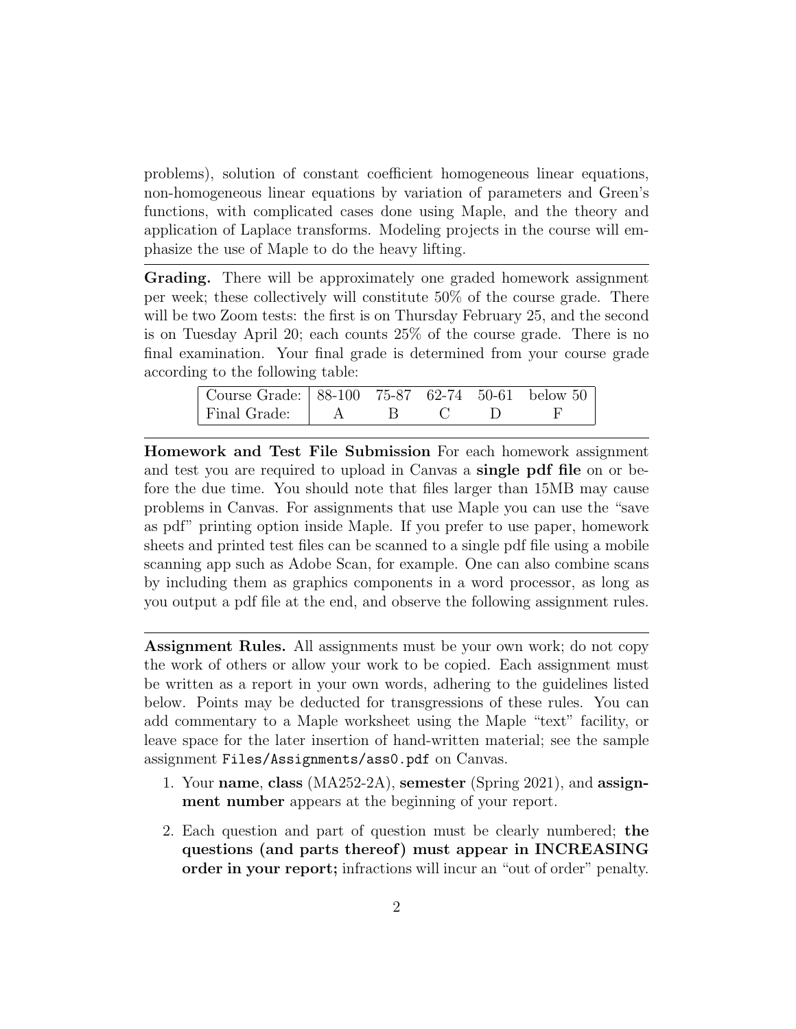problems), solution of constant coefficient homogeneous linear equations, non-homogeneous linear equations by variation of parameters and Green's functions, with complicated cases done using Maple, and the theory and application of Laplace transforms. Modeling projects in the course will emphasize the use of Maple to do the heavy lifting.

---

**Grading.** There will be approximately one graded homework assignment per week; these collectively will constitute 50% of the course grade. There will be two Zoom tests: the first is on Thursday February 25, and the second is on Tuesday April 20; each counts 25% of the course grade. There is no final examination. Your final grade is determined from your course grade according to the following table:

| Course Grade: | 88-100 | 75-87 | 62-74 | 50-61 | below 50 |
|---|---|---|---|---|---|
| Final Grade: | A | B | C | D | F |

---

**Homework and Test File Submission** For each homework assignment and test you are required to upload in Canvas a **single pdf file** on or before the due time. You should note that files larger than 15MB may cause problems in Canvas. For assignments that use Maple you can use the "save as pdf" printing option inside Maple. If you prefer to use paper, homework sheets and printed test files can be scanned to a single pdf file using a mobile scanning app such as Adobe Scan, for example. One can also combine scans by including them as graphics components in a word processor, as long as you output a pdf file at the end, and observe the following assignment rules.

---

**Assignment Rules.** All assignments must be your own work; do not copy the work of others or allow your work to be copied. Each assignment must be written as a report in your own words, adhering to the guidelines listed below. Points may be deducted for transgressions of these rules. You can add commentary to a Maple worksheet using the Maple "text" facility, or leave space for the later insertion of hand-written material; see the sample assignment `Files/Assignments/ass0.pdf` on Canvas.

1. Your **name**, **class** (MA252-2A), **semester** (Spring 2021), and **assignment number** appears at the beginning of your report.

2. Each question and part of question must be clearly numbered; **the questions (and parts thereof) must appear in INCREASING order in your report;** infractions will incur an "out of order" penalty.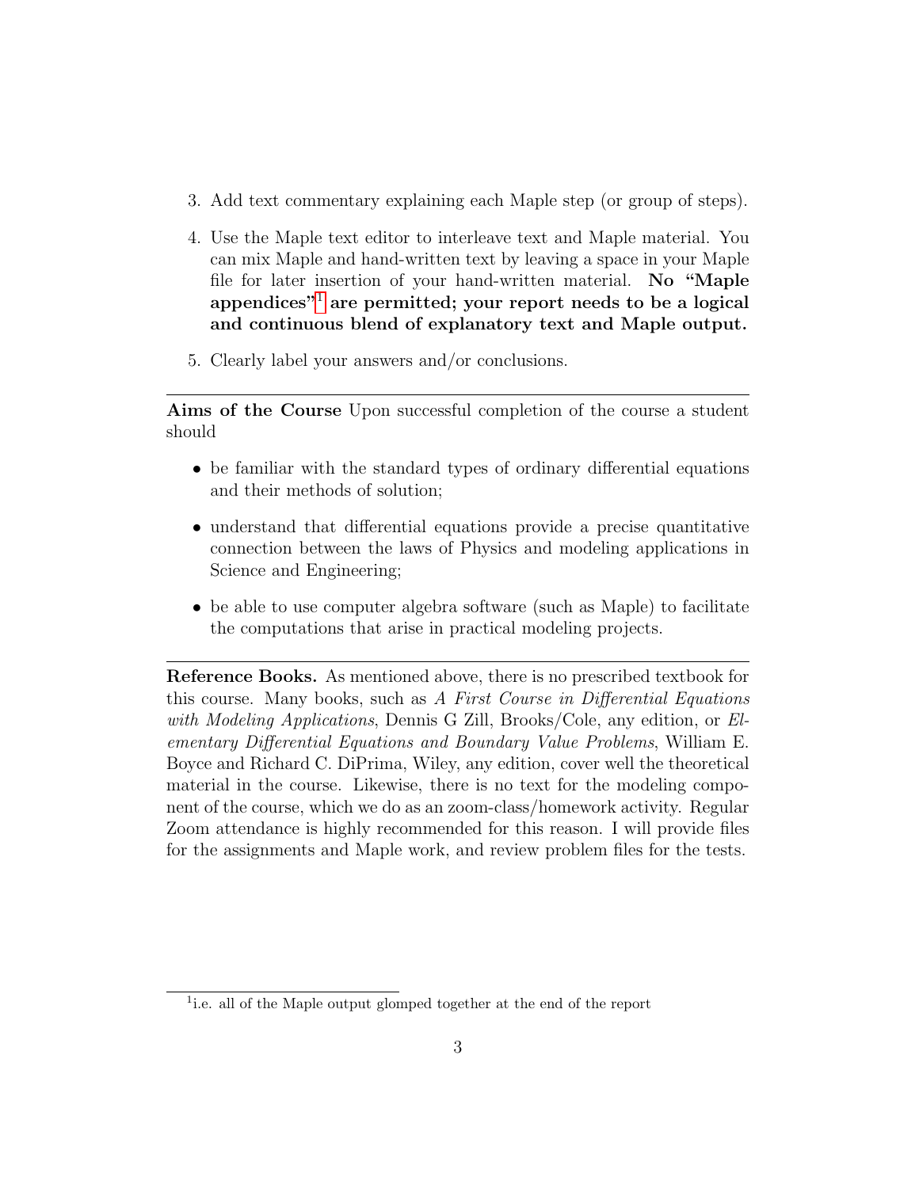3. Add text commentary explaining each Maple step (or group of steps).

4. Use the Maple text editor to interleave text and Maple material. You can mix Maple and hand-written text by leaving a space in your Maple file for later insertion of your hand-written material. **No "Maple appendices"[1] are permitted; your report needs to be a logical and continuous blend of explanatory text and Maple output.**

5. Clearly label your answers and/or conclusions.

---

**Aims of the Course** Upon successful completion of the course a student should

- be familiar with the standard types of ordinary differential equations and their methods of solution;
- understand that differential equations provide a precise quantitative connection between the laws of Physics and modeling applications in Science and Engineering;
- be able to use computer algebra software (such as Maple) to facilitate the computations that arise in practical modeling projects.

---

**Reference Books.** As mentioned above, there is no prescribed textbook for this course. Many books, such as *A First Course in Differential Equations with Modeling Applications*, Dennis G Zill, Brooks/Cole, any edition, or *Elementary Differential Equations and Boundary Value Problems*, William E. Boyce and Richard C. DiPrima, Wiley, any edition, cover well the theoretical material in the course. Likewise, there is no text for the modeling component of the course, which we do as an zoom-class/homework activity. Regular Zoom attendance is highly recommended for this reason. I will provide files for the assignments and Maple work, and review problem files for the tests.

---

[1] i.e. all of the Maple output glomped together at the end of the report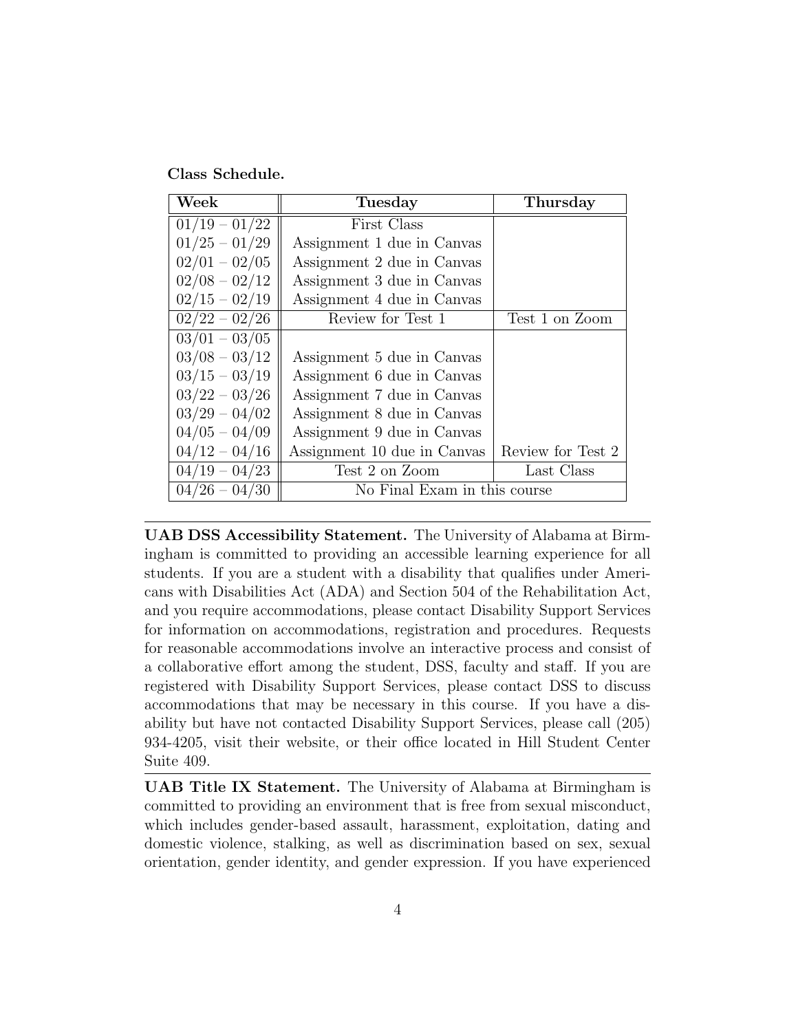**Class Schedule.**

| Week | Tuesday | Thursday |
|---|---|---|
| 01/19 – 01/22 | First Class | |
| 01/25 – 01/29 | Assignment 1 due in Canvas | |
| 02/01 – 02/05 | Assignment 2 due in Canvas | |
| 02/08 – 02/12 | Assignment 3 due in Canvas | |
| 02/15 – 02/19 | Assignment 4 due in Canvas | |
| 02/22 – 02/26 | Review for Test 1 | Test 1 on Zoom |
| 03/01 – 03/05 | | |
| 03/08 – 03/12 | Assignment 5 due in Canvas | |
| 03/15 – 03/19 | Assignment 6 due in Canvas | |
| 03/22 – 03/26 | Assignment 7 due in Canvas | |
| 03/29 – 04/02 | Assignment 8 due in Canvas | |
| 04/05 – 04/09 | Assignment 9 due in Canvas | |
| 04/12 – 04/16 | Assignment 10 due in Canvas | Review for Test 2 |
| 04/19 – 04/23 | Test 2 on Zoom | Last Class |
| 04/26 – 04/30 | No Final Exam in this course | |

---

**UAB DSS Accessibility Statement.** The University of Alabama at Birmingham is committed to providing an accessible learning experience for all students. If you are a student with a disability that qualifies under Americans with Disabilities Act (ADA) and Section 504 of the Rehabilitation Act, and you require accommodations, please contact Disability Support Services for information on accommodations, registration and procedures. Requests for reasonable accommodations involve an interactive process and consist of a collaborative effort among the student, DSS, faculty and staff. If you are registered with Disability Support Services, please contact DSS to discuss accommodations that may be necessary in this course. If you have a disability but have not contacted Disability Support Services, please call (205) 934-4205, visit their website, or their office located in Hill Student Center Suite 409.

---

**UAB Title IX Statement.** The University of Alabama at Birmingham is committed to providing an environment that is free from sexual misconduct, which includes gender-based assault, harassment, exploitation, dating and domestic violence, stalking, as well as discrimination based on sex, sexual orientation, gender identity, and gender expression. If you have experienced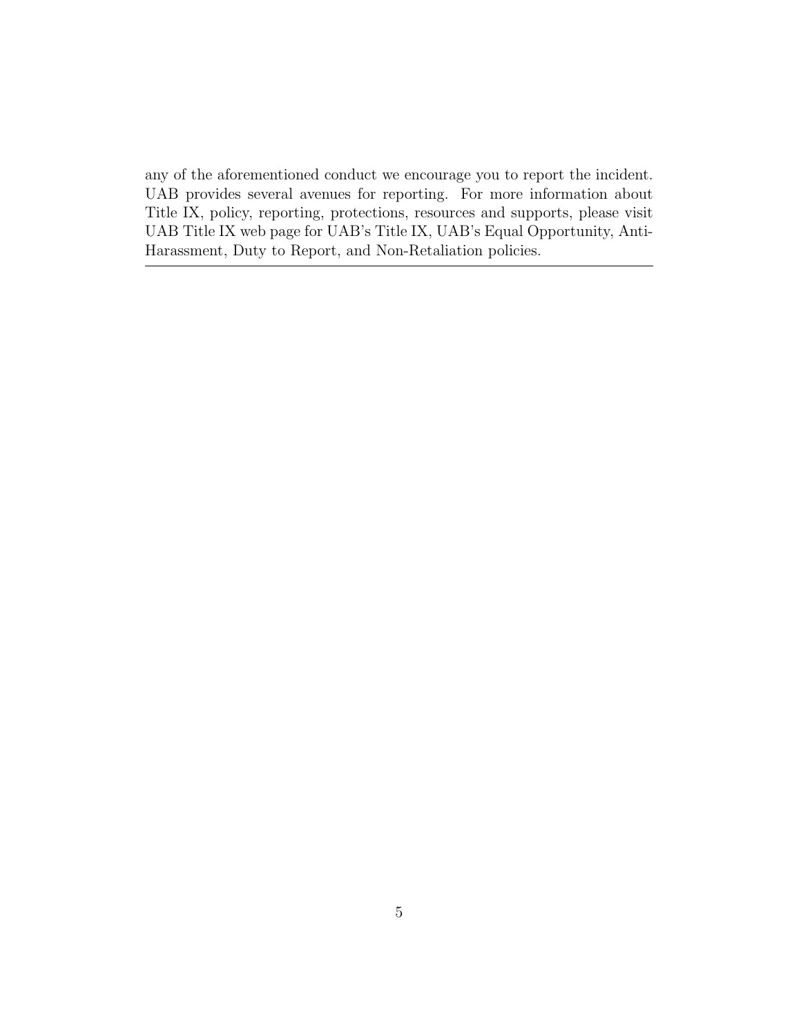any of the aforementioned conduct we encourage you to report the incident. UAB provides several avenues for reporting. For more information about Title IX, policy, reporting, protections, resources and supports, please visit UAB Title IX web page for UAB's Title IX, UAB's Equal Opportunity, Anti-Harassment, Duty to Report, and Non-Retaliation policies.

---